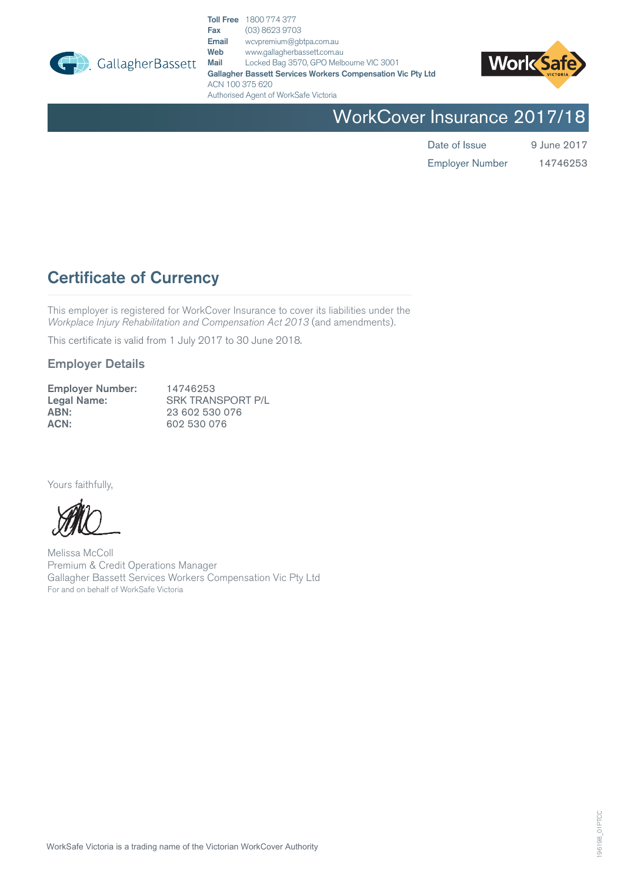GallagherBassett

**Toll Free** 1800 774 377
**Fax** (03) 8623 9703
**Email** wcvpremium@gbtpa.com.au
**Web** www.gallagherbassett.com.au
**Mail** Locked Bag 3570, GPO Melbourne VIC 3001
**Gallagher Bassett Services Workers Compensation Vic Pty Ltd**
ACN 100 375 620
Authorised Agent of WorkSafe Victoria

WorkSafe VICTORIA

# WorkCover Insurance 2017/18

| | |
|---|---|
| Date of Issue | 9 June 2017 |
| Employer Number | 14746253 |

## Certificate of Currency

This employer is registered for WorkCover Insurance to cover its liabilities under the *Workplace Injury Rehabilitation and Compensation Act 2013* (and amendments).

This certificate is valid from 1 July 2017 to 30 June 2018.

### Employer Details

| | |
|---|---|
| **Employer Number:** | 14746253 |
| **Legal Name:** | SRK TRANSPORT P/L |
| **ABN:** | 23 602 530 076 |
| **ACN:** | 602 530 076 |

Yours faithfully,

Melissa McColl
Premium & Credit Operations Manager
Gallagher Bassett Services Workers Compensation Vic Pty Ltd
For and on behalf of WorkSafe Victoria

WorkSafe Victoria is a trading name of the Victorian WorkCover Authority

196198_01PTCC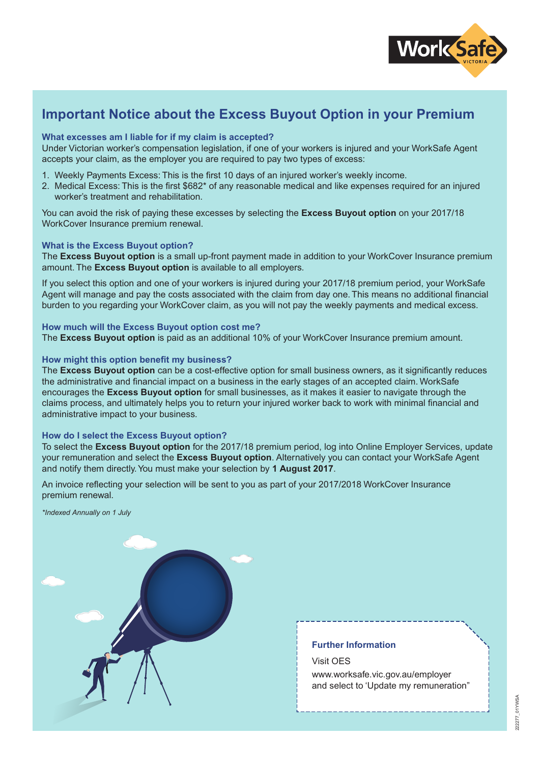# Important Notice about the Excess Buyout Option in your Premium

### What excesses am I liable for if my claim is accepted?

Under Victorian worker's compensation legislation, if one of your workers is injured and your WorkSafe Agent accepts your claim, as the employer you are required to pay two types of excess:

1. Weekly Payments Excess: This is the first 10 days of an injured worker's weekly income.
2. Medical Excess: This is the first $682* of any reasonable medical and like expenses required for an injured worker's treatment and rehabilitation.

You can avoid the risk of paying these excesses by selecting the **Excess Buyout option** on your 2017/18 WorkCover Insurance premium renewal.

### What is the Excess Buyout option?

The **Excess Buyout option** is a small up-front payment made in addition to your WorkCover Insurance premium amount. The **Excess Buyout option** is available to all employers.

If you select this option and one of your workers is injured during your 2017/18 premium period, your WorkSafe Agent will manage and pay the costs associated with the claim from day one. This means no additional financial burden to you regarding your WorkCover claim, as you will not pay the weekly payments and medical excess.

### How much will the Excess Buyout option cost me?

The **Excess Buyout option** is paid as an additional 10% of your WorkCover Insurance premium amount.

### How might this option benefit my business?

The **Excess Buyout option** can be a cost-effective option for small business owners, as it significantly reduces the administrative and financial impact on a business in the early stages of an accepted claim. WorkSafe encourages the **Excess Buyout option** for small businesses, as it makes it easier to navigate through the claims process, and ultimately helps you to return your injured worker back to work with minimal financial and administrative impact to your business.

### How do I select the Excess Buyout option?

To select the **Excess Buyout option** for the 2017/18 premium period, log into Online Employer Services, update your remuneration and select the **Excess Buyout option**. Alternatively you can contact your WorkSafe Agent and notify them directly. You must make your selection by **1 August 2017**.

An invoice reflecting your selection will be sent to you as part of your 2017/2018 WorkCover Insurance premium renewal.

*\*Indexed Annually on 1 July*

### Further Information

Visit OES

www.worksafe.vic.gov.au/employer and select to 'Update my remuneration"

222277_01YWSA